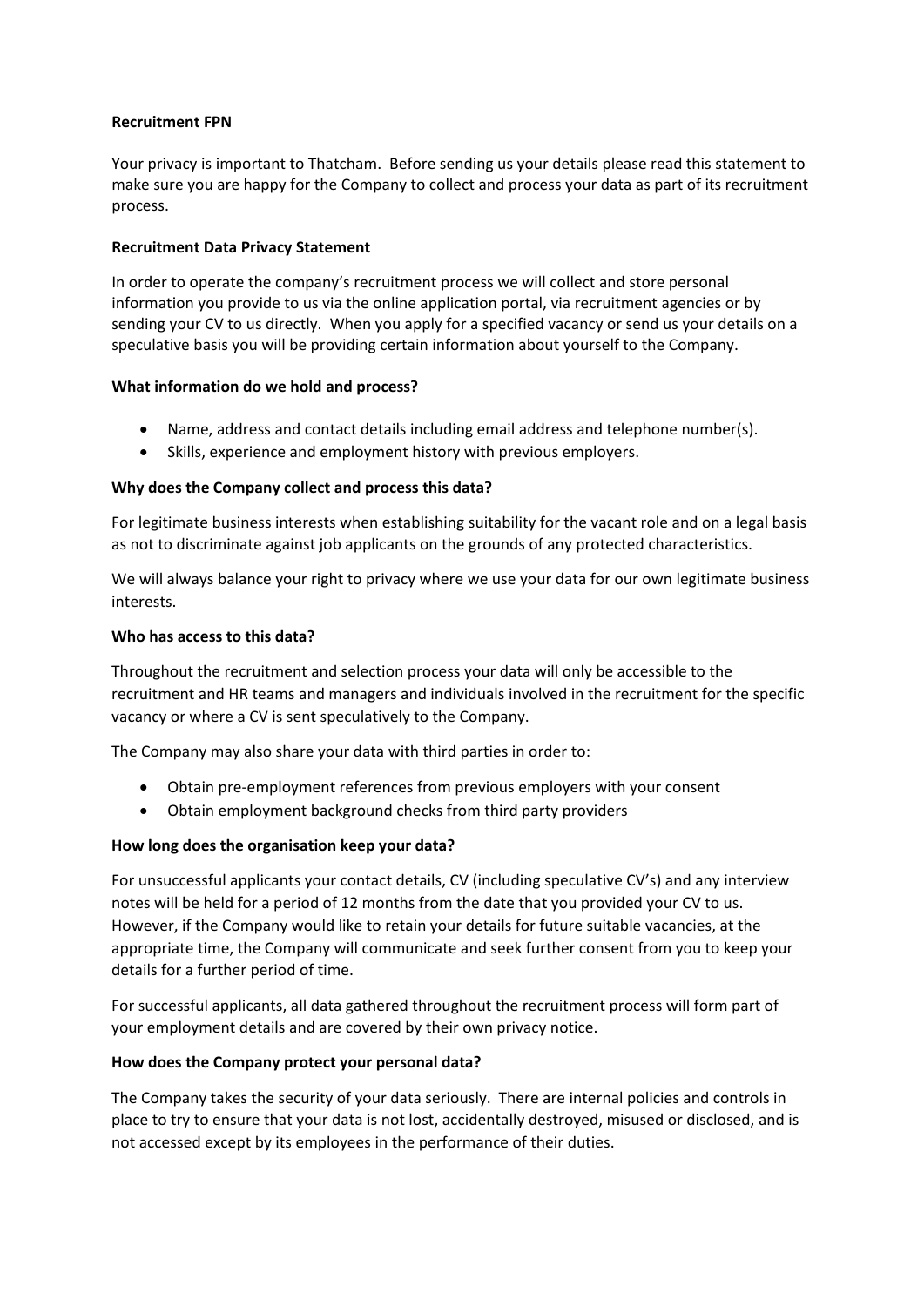**Recruitment FPN**

Your privacy is important to Thatcham. Before sending us your details please read this statement to make sure you are happy for the Company to collect and process your data as part of its recruitment process.

**Recruitment Data Privacy Statement**

In order to operate the company's recruitment process we will collect and store personal information you provide to us via the online application portal, via recruitment agencies or by sending your CV to us directly. When you apply for a specified vacancy or send us your details on a speculative basis you will be providing certain information about yourself to the Company.

**What information do we hold and process?**

- Name, address and contact details including email address and telephone number(s).
- Skills, experience and employment history with previous employers.

**Why does the Company collect and process this data?**

For legitimate business interests when establishing suitability for the vacant role and on a legal basis as not to discriminate against job applicants on the grounds of any protected characteristics.

We will always balance your right to privacy where we use your data for our own legitimate business interests.

**Who has access to this data?**

Throughout the recruitment and selection process your data will only be accessible to the recruitment and HR teams and managers and individuals involved in the recruitment for the specific vacancy or where a CV is sent speculatively to the Company.

The Company may also share your data with third parties in order to:

- Obtain pre-employment references from previous employers with your consent
- Obtain employment background checks from third party providers

**How long does the organisation keep your data?**

For unsuccessful applicants your contact details, CV (including speculative CV's) and any interview notes will be held for a period of 12 months from the date that you provided your CV to us. However, if the Company would like to retain your details for future suitable vacancies, at the appropriate time, the Company will communicate and seek further consent from you to keep your details for a further period of time.

For successful applicants, all data gathered throughout the recruitment process will form part of your employment details and are covered by their own privacy notice.

**How does the Company protect your personal data?**

The Company takes the security of your data seriously. There are internal policies and controls in place to try to ensure that your data is not lost, accidentally destroyed, misused or disclosed, and is not accessed except by its employees in the performance of their duties.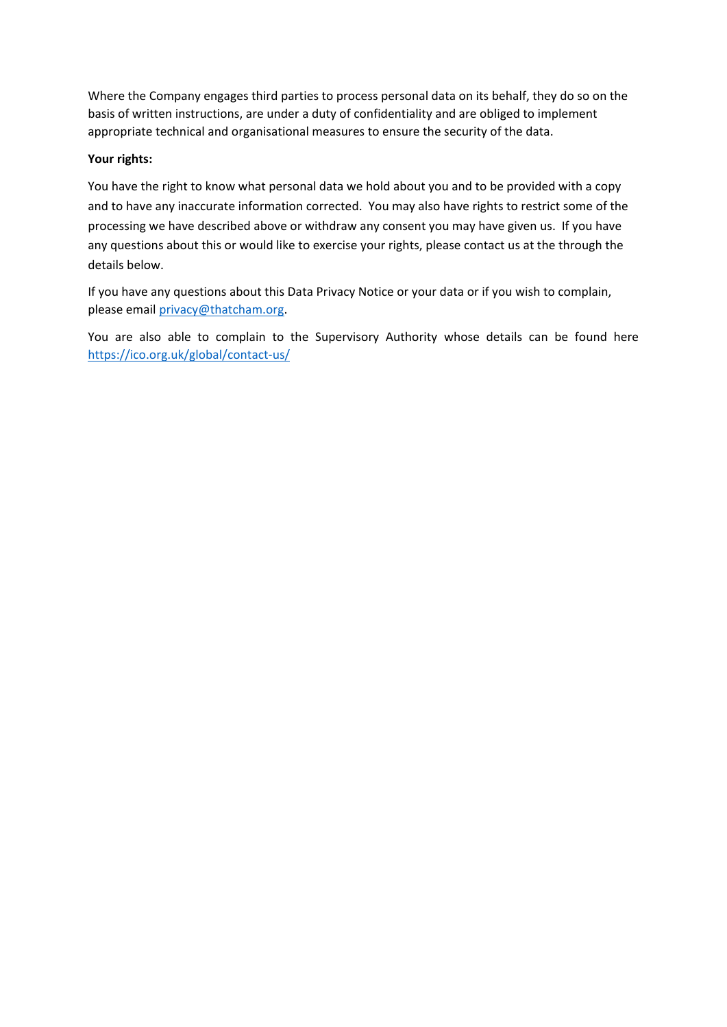Where the Company engages third parties to process personal data on its behalf, they do so on the basis of written instructions, are under a duty of confidentiality and are obliged to implement appropriate technical and organisational measures to ensure the security of the data.

**Your rights:**

You have the right to know what personal data we hold about you and to be provided with a copy and to have any inaccurate information corrected. You may also have rights to restrict some of the processing we have described above or withdraw any consent you may have given us. If you have any questions about this or would like to exercise your rights, please contact us at the through the details below.

If you have any questions about this Data Privacy Notice or your data or if you wish to complain, please email [privacy@thatcham.org](mailto:privacy@thatcham.org).

You are also able to complain to the Supervisory Authority whose details can be found here [https://ico.org.uk/global/contact-us/](https://ico.org.uk/global/contact-us/)